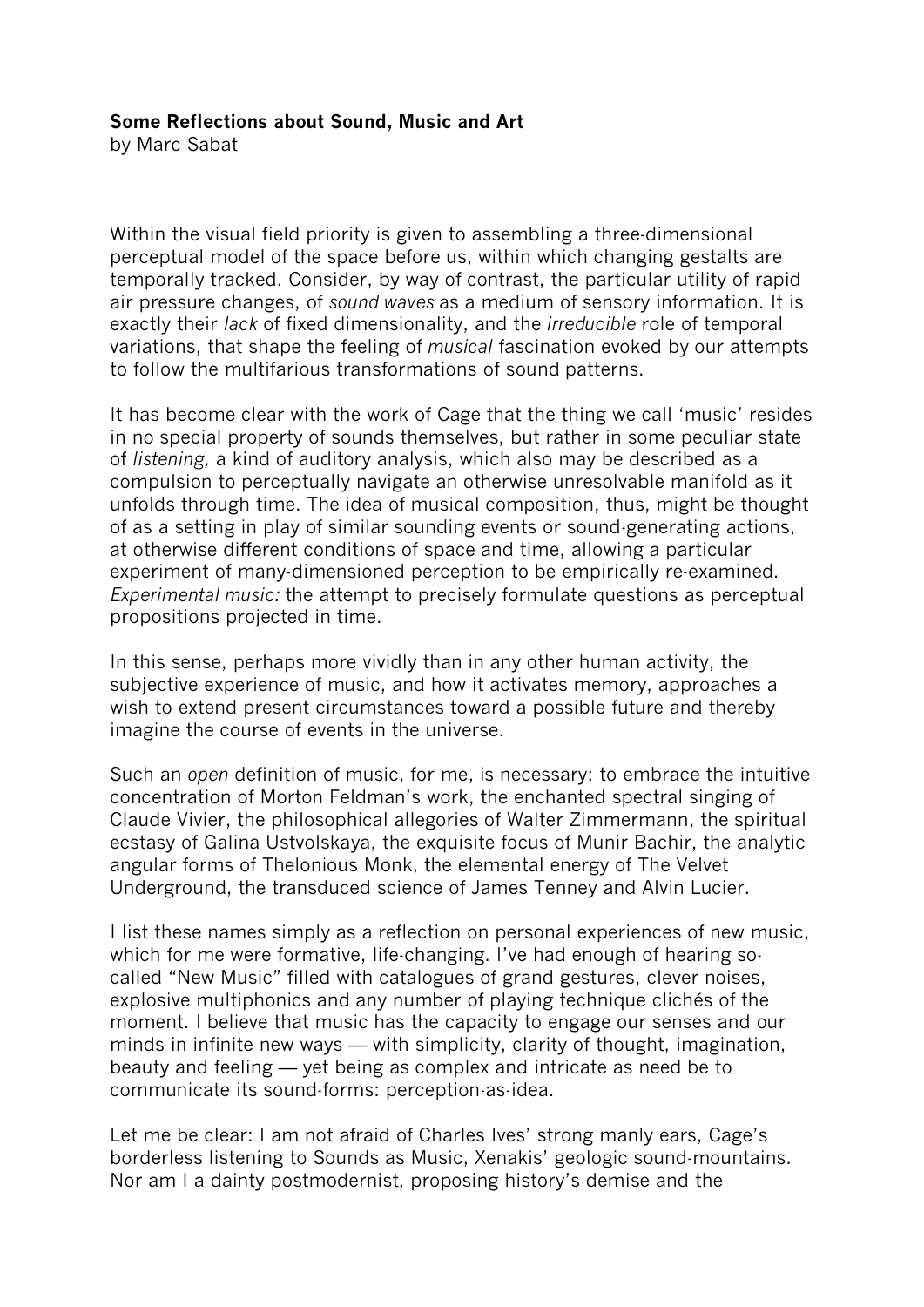**Some Reflections about Sound, Music and Art**
by Marc Sabat

Within the visual field priority is given to assembling a three-dimensional perceptual model of the space before us, within which changing gestalts are temporally tracked. Consider, by way of contrast, the particular utility of rapid air pressure changes, of *sound waves* as a medium of sensory information. It is exactly their *lack* of fixed dimensionality, and the *irreducible* role of temporal variations, that shape the feeling of *musical* fascination evoked by our attempts to follow the multifarious transformations of sound patterns.

It has become clear with the work of Cage that the thing we call 'music' resides in no special property of sounds themselves, but rather in some peculiar state of *listening,* a kind of auditory analysis, which also may be described as a compulsion to perceptually navigate an otherwise unresolvable manifold as it unfolds through time. The idea of musical composition, thus, might be thought of as a setting in play of similar sounding events or sound-generating actions, at otherwise different conditions of space and time, allowing a particular experiment of many-dimensioned perception to be empirically re-examined. *Experimental music:* the attempt to precisely formulate questions as perceptual propositions projected in time.

In this sense, perhaps more vividly than in any other human activity, the subjective experience of music, and how it activates memory, approaches a wish to extend present circumstances toward a possible future and thereby imagine the course of events in the universe.

Such an *open* definition of music, for me, is necessary: to embrace the intuitive concentration of Morton Feldman's work, the enchanted spectral singing of Claude Vivier, the philosophical allegories of Walter Zimmermann, the spiritual ecstasy of Galina Ustvolskaya, the exquisite focus of Munir Bachir, the analytic angular forms of Thelonious Monk, the elemental energy of The Velvet Underground, the transduced science of James Tenney and Alvin Lucier.

I list these names simply as a reflection on personal experiences of new music, which for me were formative, life-changing. I've had enough of hearing so-called "New Music" filled with catalogues of grand gestures, clever noises, explosive multiphonics and any number of playing technique clichés of the moment. I believe that music has the capacity to engage our senses and our minds in infinite new ways — with simplicity, clarity of thought, imagination, beauty and feeling — yet being as complex and intricate as need be to communicate its sound-forms: perception-as-idea.

Let me be clear: I am not afraid of Charles Ives' strong manly ears, Cage's borderless listening to Sounds as Music, Xenakis' geologic sound-mountains. Nor am I a dainty postmodernist, proposing history's demise and the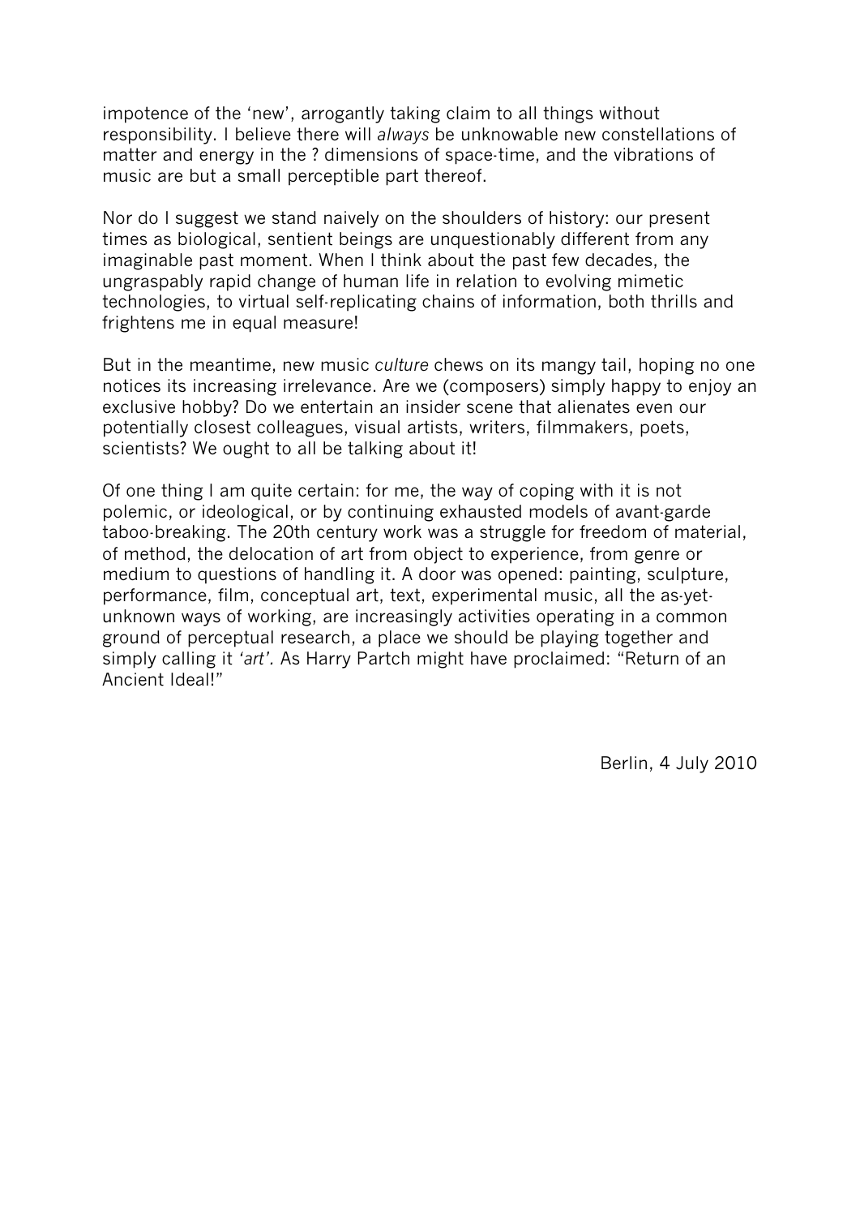impotence of the 'new', arrogantly taking claim to all things without responsibility. I believe there will *always* be unknowable new constellations of matter and energy in the ? dimensions of space-time, and the vibrations of music are but a small perceptible part thereof.

Nor do I suggest we stand naively on the shoulders of history: our present times as biological, sentient beings are unquestionably different from any imaginable past moment. When I think about the past few decades, the ungraspably rapid change of human life in relation to evolving mimetic technologies, to virtual self-replicating chains of information, both thrills and frightens me in equal measure!

But in the meantime, new music *culture* chews on its mangy tail, hoping no one notices its increasing irrelevance. Are we (composers) simply happy to enjoy an exclusive hobby? Do we entertain an insider scene that alienates even our potentially closest colleagues, visual artists, writers, filmmakers, poets, scientists? We ought to all be talking about it!

Of one thing I am quite certain: for me, the way of coping with it is not polemic, or ideological, or by continuing exhausted models of avant-garde taboo-breaking. The 20th century work was a struggle for freedom of material, of method, the delocation of art from object to experience, from genre or medium to questions of handling it. A door was opened: painting, sculpture, performance, film, conceptual art, text, experimental music, all the as-yet-unknown ways of working, are increasingly activities operating in a common ground of perceptual research, a place we should be playing together and simply calling it *'art'*. As Harry Partch might have proclaimed: "Return of an Ancient Ideal!"

Berlin, 4 July 2010